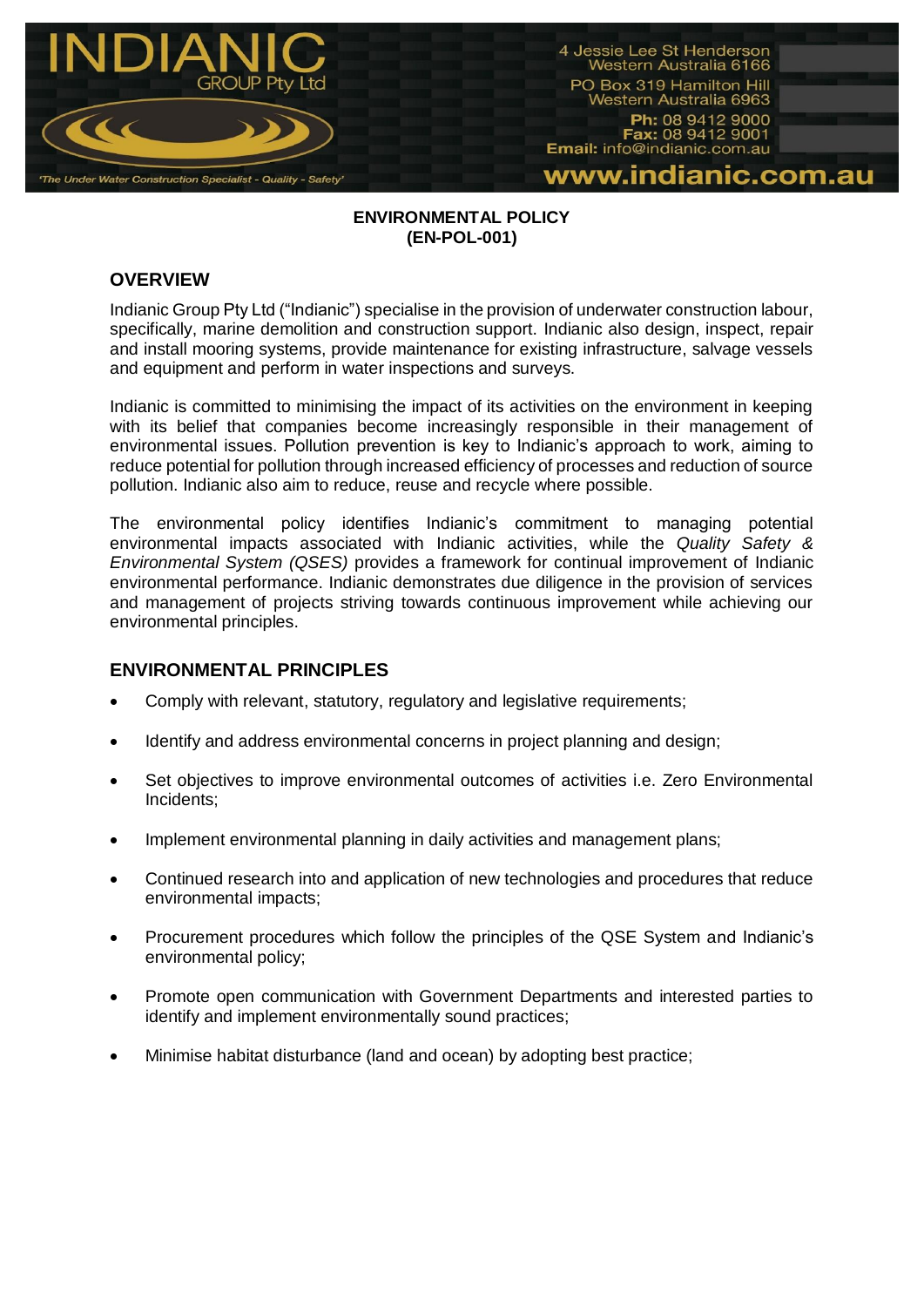**ENVIRONMENTAL POLICY**
**(EN-POL-001)**

## OVERVIEW

Indianic Group Pty Ltd ("Indianic") specialise in the provision of underwater construction labour, specifically, marine demolition and construction support. Indianic also design, inspect, repair and install mooring systems, provide maintenance for existing infrastructure, salvage vessels and equipment and perform in water inspections and surveys.

Indianic is committed to minimising the impact of its activities on the environment in keeping with its belief that companies become increasingly responsible in their management of environmental issues. Pollution prevention is key to Indianic's approach to work, aiming to reduce potential for pollution through increased efficiency of processes and reduction of source pollution. Indianic also aim to reduce, reuse and recycle where possible.

The environmental policy identifies Indianic's commitment to managing potential environmental impacts associated with Indianic activities, while the *Quality Safety & Environmental System (QSES)* provides a framework for continual improvement of Indianic environmental performance. Indianic demonstrates due diligence in the provision of services and management of projects striving towards continuous improvement while achieving our environmental principles.

## ENVIRONMENTAL PRINCIPLES

- Comply with relevant, statutory, regulatory and legislative requirements;
- Identify and address environmental concerns in project planning and design;
- Set objectives to improve environmental outcomes of activities i.e. Zero Environmental Incidents;
- Implement environmental planning in daily activities and management plans;
- Continued research into and application of new technologies and procedures that reduce environmental impacts;
- Procurement procedures which follow the principles of the QSE System and Indianic's environmental policy;
- Promote open communication with Government Departments and interested parties to identify and implement environmentally sound practices;
- Minimise habitat disturbance (land and ocean) by adopting best practice;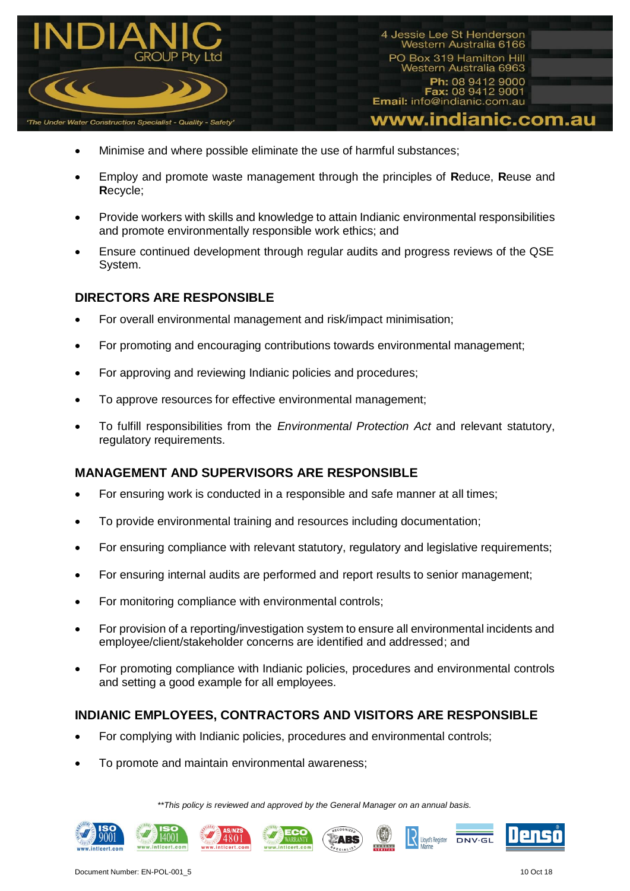- Minimise and where possible eliminate the use of harmful substances;
- Employ and promote waste management through the principles of **R**educe, **R**euse and **R**ecycle;
- Provide workers with skills and knowledge to attain Indianic environmental responsibilities and promote environmentally responsible work ethics; and
- Ensure continued development through regular audits and progress reviews of the QSE System.

## DIRECTORS ARE RESPONSIBLE

- For overall environmental management and risk/impact minimisation;
- For promoting and encouraging contributions towards environmental management;
- For approving and reviewing Indianic policies and procedures;
- To approve resources for effective environmental management;
- To fulfill responsibilities from the *Environmental Protection Act* and relevant statutory, regulatory requirements.

## MANAGEMENT AND SUPERVISORS ARE RESPONSIBLE

- For ensuring work is conducted in a responsible and safe manner at all times;
- To provide environmental training and resources including documentation;
- For ensuring compliance with relevant statutory, regulatory and legislative requirements;
- For ensuring internal audits are performed and report results to senior management;
- For monitoring compliance with environmental controls;
- For provision of a reporting/investigation system to ensure all environmental incidents and employee/client/stakeholder concerns are identified and addressed; and
- For promoting compliance with Indianic policies, procedures and environmental controls and setting a good example for all employees.

## INDIANIC EMPLOYEES, CONTRACTORS AND VISITORS ARE RESPONSIBLE

- For complying with Indianic policies, procedures and environmental controls;
- To promote and maintain environmental awareness;

*\*\*This policy is reviewed and approved by the General Manager on an annual basis.*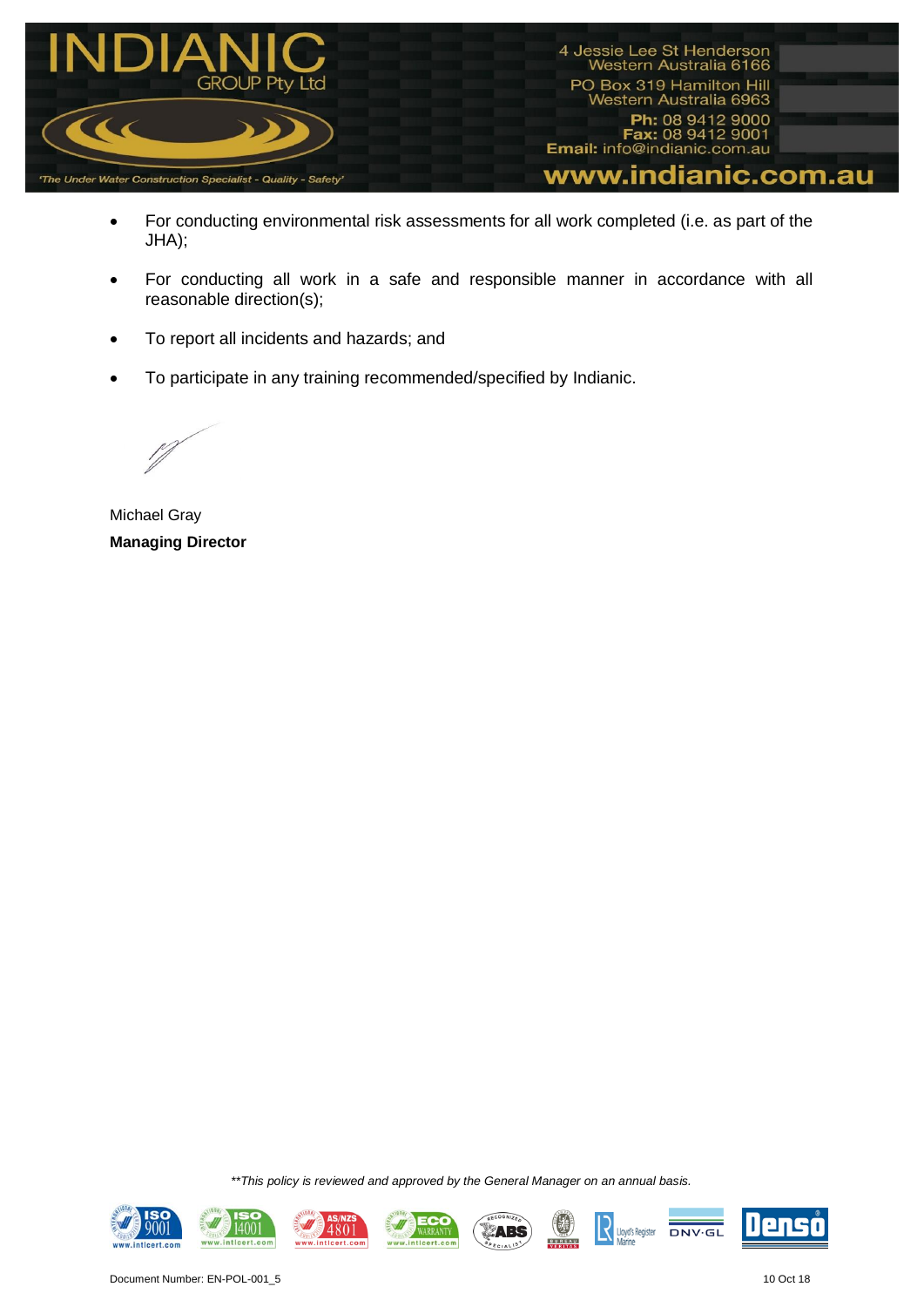- For conducting environmental risk assessments for all work completed (i.e. as part of the JHA);
- For conducting all work in a safe and responsible manner in accordance with all reasonable direction(s);
- To report all incidents and hazards; and
- To participate in any training recommended/specified by Indianic.

Michael Gray
**Managing Director**

*\*\*This policy is reviewed and approved by the General Manager on an annual basis.*

Document Number: EN-POL-001_5

10 Oct 18